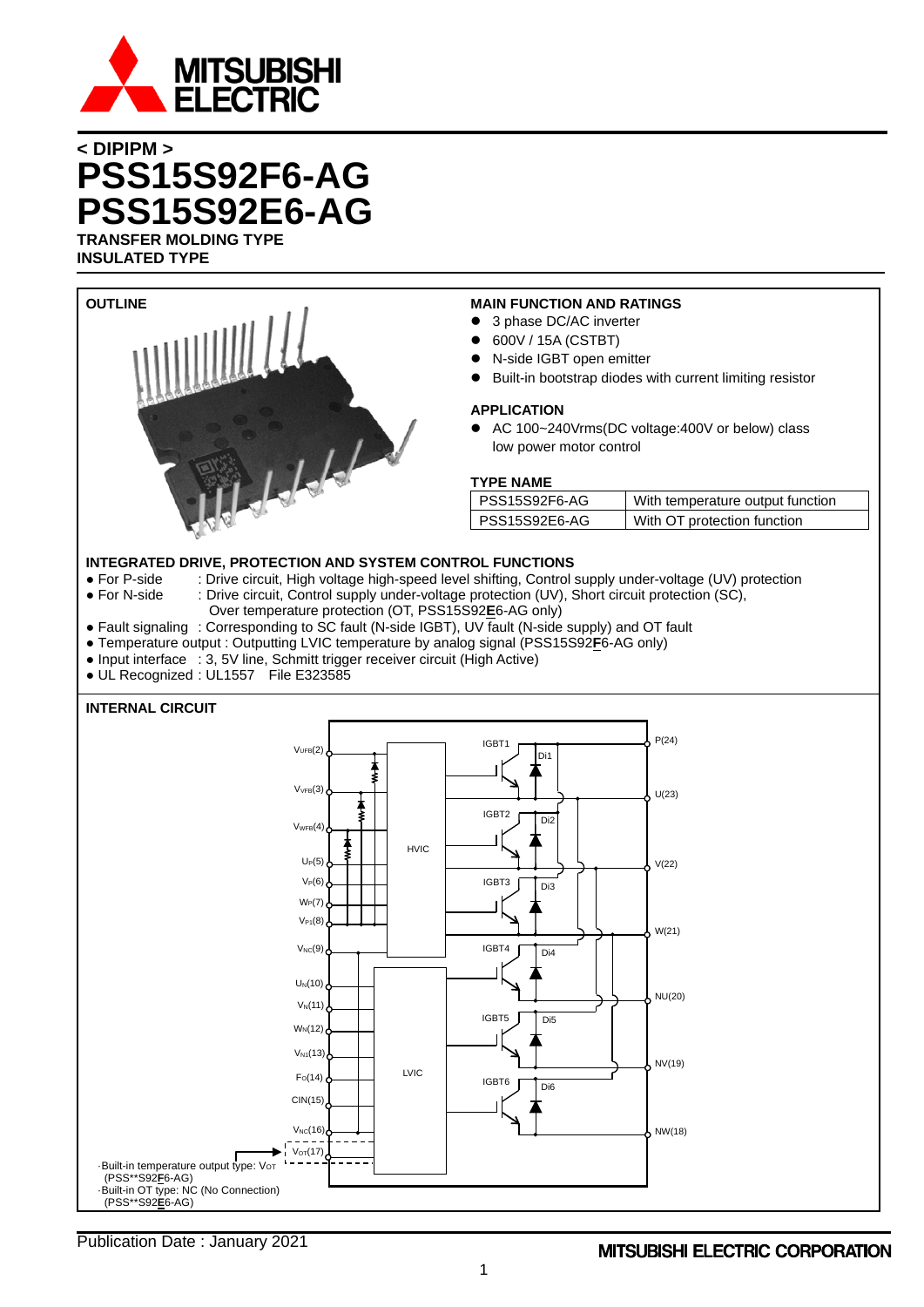< DIPIPM >

# PSS15S92F6-AG
# PSS15S92E6-AG

**TRANSFER MOLDING TYPE**
**INSULATED TYPE**

## OUTLINE

## MAIN FUNCTION AND RATINGS

- 3 phase DC/AC inverter
- 600V / 15A (CSTBT)
- N-side IGBT open emitter
- Built-in bootstrap diodes with current limiting resistor

## APPLICATION

- AC 100~240Vrms(DC voltage:400V or below) class low power motor control

## TYPE NAME

| PSS15S92F6-AG | With temperature output function |
|---|---|
| PSS15S92E6-AG | With OT protection function |

## INTEGRATED DRIVE, PROTECTION AND SYSTEM CONTROL FUNCTIONS

- For P-side : Drive circuit, High voltage high-speed level shifting, Control supply under-voltage (UV) protection
- For N-side : Drive circuit, Control supply under-voltage protection (UV), Short circuit protection (SC), Over temperature protection (OT, PSS15S92**E**6-AG only)
- Fault signaling : Corresponding to SC fault (N-side IGBT), UV fault (N-side supply) and OT fault
- Temperature output : Outputting LVIC temperature by analog signal (PSS15S92**F**6-AG only)
- Input interface : 3, 5V line, Schmitt trigger receiver circuit (High Active)
- UL Recognized : UL1557 File E323585

## INTERNAL CIRCUIT

$V_{UFB}$(2), $V_{VFB}$(3), $V_{WFB}$(4), $U_P$(5), $V_P$(6), $W_P$(7), $V_{P1}$(8), $V_{NC}$(9), $U_N$(10), $V_N$(11), $W_N$(12), $V_{N1}$(13), $F_O$(14), CIN(15), $V_{NC}$(16), $V_{OT}$(17)

HVIC, LVIC, IGBT1–IGBT6, Di1–Di6

P(24), U(23), V(22), W(21), NU(20), NV(19), NW(18)

·Built-in temperature output type: $V_{OT}$ (PSS\*\*S92**F**6-AG)
·Built-in OT type: NC (No Connection) (PSS\*\*S92**E**6-AG)

Publication Date : January 2021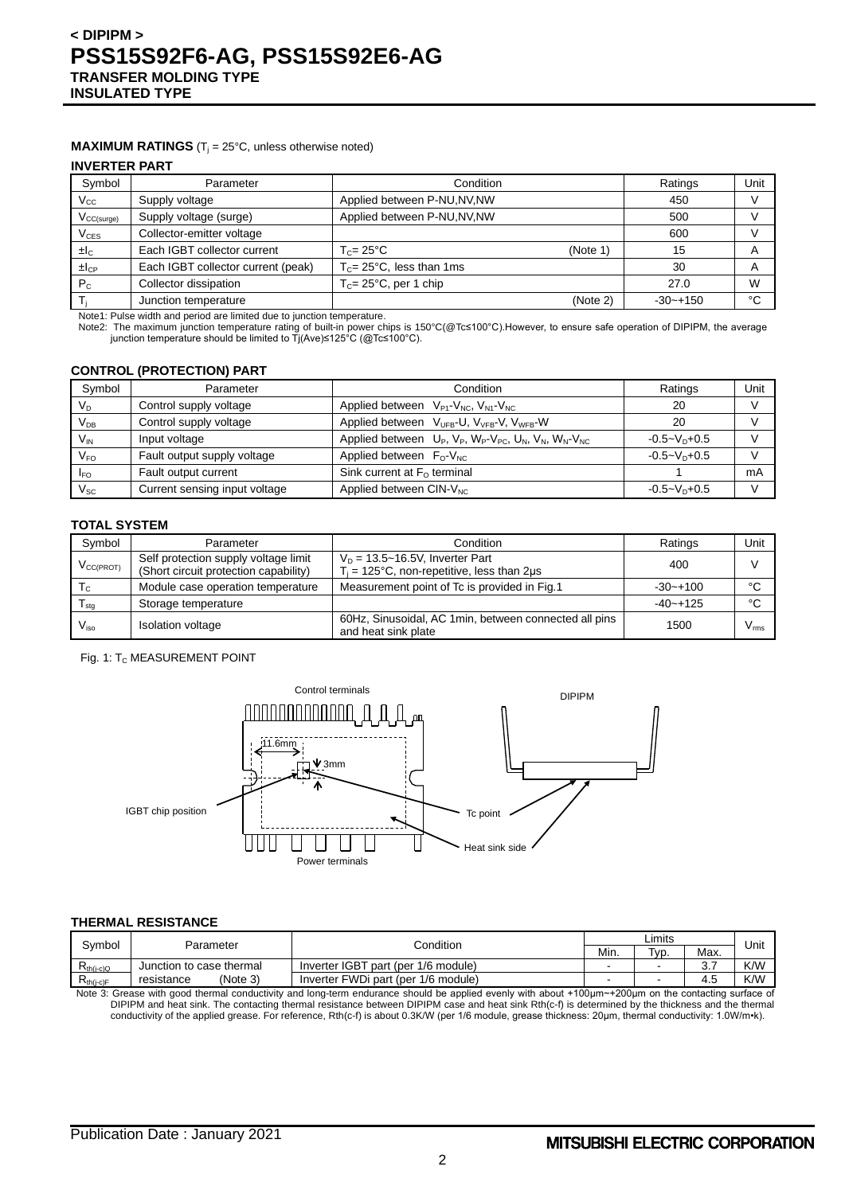# < DIPIPM >
# PSS15S92F6-AG, PSS15S92E6-AG
**TRANSFER MOLDING TYPE**
**INSULATED TYPE**

**MAXIMUM RATINGS** ($T_j$ = 25°C, unless otherwise noted)

### INVERTER PART

| Symbol | Parameter | Condition | Ratings | Unit |
|---|---|---|---|---|
| $V_{CC}$ | Supply voltage | Applied between P-NU,NV,NW | 450 | V |
| $V_{CC(surge)}$ | Supply voltage (surge) | Applied between P-NU,NV,NW | 500 | V |
| $V_{CES}$ | Collector-emitter voltage | | 600 | V |
| $\pm I_C$ | Each IGBT collector current | $T_C$= 25°C (Note 1) | 15 | A |
| $\pm I_{CP}$ | Each IGBT collector current (peak) | $T_C$= 25°C, less than 1ms | 30 | A |
| $P_C$ | Collector dissipation | $T_C$= 25°C, per 1 chip | 27.0 | W |
| $T_j$ | Junction temperature | (Note 2) | -30~+150 | °C |

Note1: Pulse width and period are limited due to junction temperature.
Note2: The maximum junction temperature rating of built-in power chips is 150°C(@Tc≤100°C).However, to ensure safe operation of DIPIPM, the average junction temperature should be limited to Tj(Ave)≤125°C (@Tc≤100°C).

### CONTROL (PROTECTION) PART

| Symbol | Parameter | Condition | Ratings | Unit |
|---|---|---|---|---|
| $V_D$ | Control supply voltage | Applied between $V_{P1}$-$V_{NC}$, $V_{N1}$-$V_{NC}$ | 20 | V |
| $V_{DB}$ | Control supply voltage | Applied between $V_{UFB}$-U, $V_{VFB}$-V, $V_{WFB}$-W | 20 | V |
| $V_{IN}$ | Input voltage | Applied between $U_P$, $V_P$, $W_P$-$V_{PC}$, $U_N$, $V_N$, $W_N$-$V_{NC}$ | -0.5~$V_D$+0.5 | V |
| $V_{FO}$ | Fault output supply voltage | Applied between $F_O$-$V_{NC}$ | -0.5~$V_D$+0.5 | V |
| $I_{FO}$ | Fault output current | Sink current at $F_O$ terminal | 1 | mA |
| $V_{SC}$ | Current sensing input voltage | Applied between CIN-$V_{NC}$ | -0.5~$V_D$+0.5 | V |

### TOTAL SYSTEM

| Symbol | Parameter | Condition | Ratings | Unit |
|---|---|---|---|---|
| $V_{CC(PROT)}$ | Self protection supply voltage limit (Short circuit protection capability) | $V_D$ = 13.5~16.5V, Inverter Part $T_j$ = 125°C, non-repetitive, less than 2μs | 400 | V |
| $T_C$ | Module case operation temperature | Measurement point of Tc is provided in Fig.1 | -30~+100 | °C |
| $T_{stg}$ | Storage temperature | | -40~+125 | °C |
| $V_{iso}$ | Isolation voltage | 60Hz, Sinusoidal, AC 1min, between connected all pins and heat sink plate | 1500 | $V_{rms}$ |

Fig. 1: $T_C$ MEASUREMENT POINT

Control terminals, DIPIPM, 11.6mm, 3mm, IGBT chip position, Tc point, Heat sink side, Power terminals

### THERMAL RESISTANCE

| Symbol | Parameter | Condition | Limits | | | Unit |
|---|---|---|---|---|---|---|
| | | | Min. | Typ. | Max. | |
| $R_{th(j-c)Q}$ | Junction to case thermal resistance (Note 3) | Inverter IGBT part (per 1/6 module) | - | - | 3.7 | K/W |
| $R_{th(j-c)F}$ | | Inverter FWDi part (per 1/6 module) | - | - | 4.5 | K/W |

Note 3: Grease with good thermal conductivity and long-term endurance should be applied evenly with about +100μm~+200μm on the contacting surface of DIPIPM and heat sink. The contacting thermal resistance between DIPIPM case and heat sink Rth(c-f) is determined by the thickness and the thermal conductivity of the applied grease. For reference, Rth(c-f) is about 0.3K/W (per 1/6 module, grease thickness: 20μm, thermal conductivity: 1.0W/m•k).

Publication Date : January 2021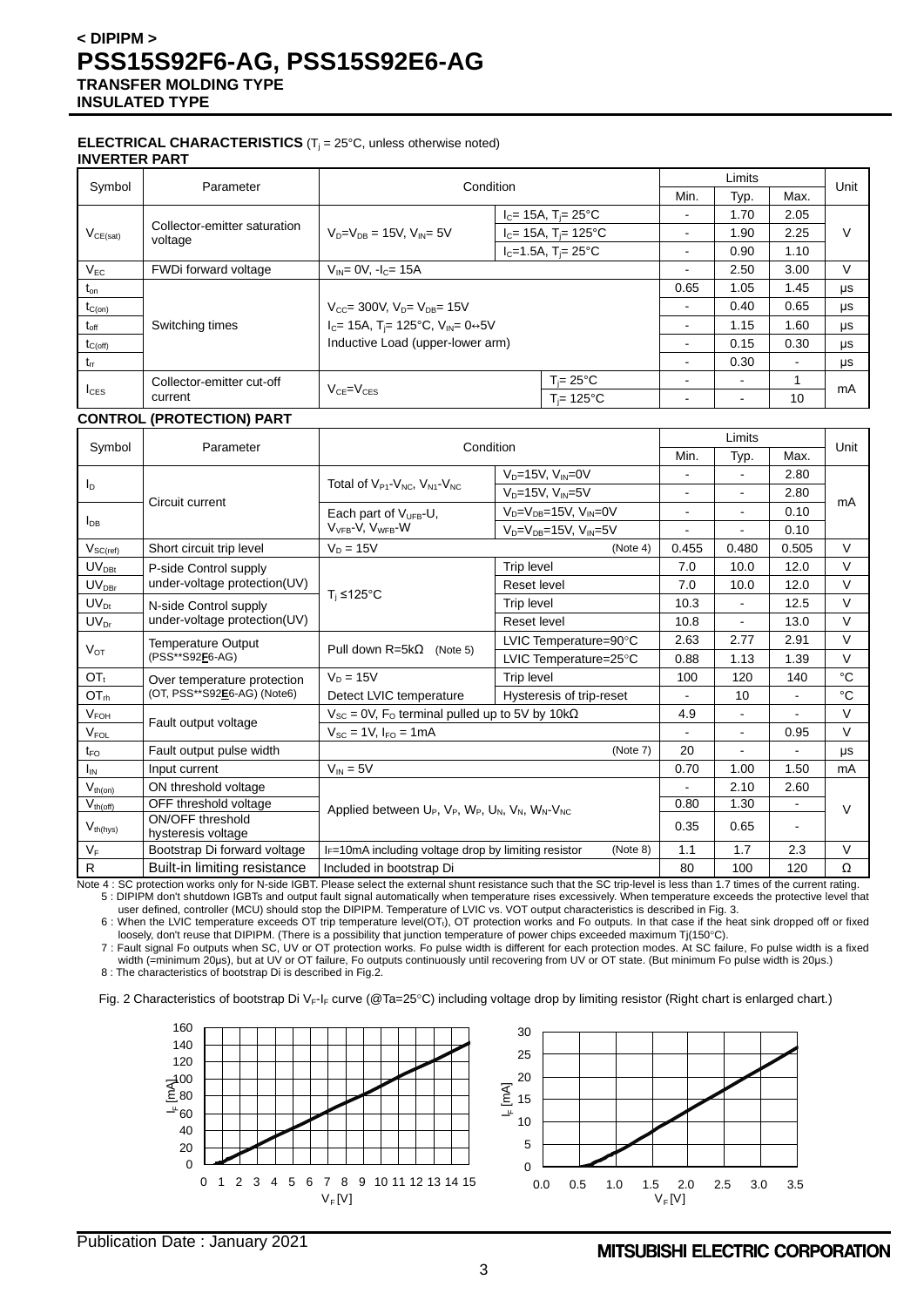## ELECTRICAL CHARACTERISTICS ($T_j$ = 25°C, unless otherwise noted)

### INVERTER PART

| Symbol | Parameter | Condition | | Limits | | | Unit |
|---|---|---|---|---|---|---|---|
| | | | | Min. | Typ. | Max. | |
| $V_{CE(sat)}$ | Collector-emitter saturation voltage | $V_D$=$V_{DB}$ = 15V, $V_{IN}$= 5V | $I_C$= 15A, $T_j$= 25°C | - | 1.70 | 2.05 | V |
| | | | $I_C$= 15A, $T_j$= 125°C | - | 1.90 | 2.25 | |
| | | | $I_C$=1.5A, $T_j$= 25°C | - | 0.90 | 1.10 | |
| $V_{EC}$ | FWDi forward voltage | $V_{IN}$= 0V, -$I_C$= 15A | | - | 2.50 | 3.00 | V |
| $t_{on}$ | Switching times | $V_{CC}$= 300V, $V_D$= $V_{DB}$= 15V, $I_C$= 15A, $T_j$= 125°C, $V_{IN}$= 0↔5V, Inductive Load (upper-lower arm) | | 0.65 | 1.05 | 1.45 | μs |
| $t_{C(on)}$ | | | | - | 0.40 | 0.65 | μs |
| $t_{off}$ | | | | - | 1.15 | 1.60 | μs |
| $t_{C(off)}$ | | | | - | 0.15 | 0.30 | μs |
| $t_{rr}$ | | | | - | 0.30 | - | μs |
| $I_{CES}$ | Collector-emitter cut-off current | $V_{CE}$=$V_{CES}$ | $T_j$= 25°C | - | - | 1 | mA |
| | | | $T_j$= 125°C | - | - | 10 | |

### CONTROL (PROTECTION) PART

| Symbol | Parameter | Condition | | Limits | | | Unit |
|---|---|---|---|---|---|---|---|
| | | | | Min. | Typ. | Max. | |
| $I_D$ | Circuit current | Total of $V_{P1}$-$V_{NC}$, $V_{N1}$-$V_{NC}$ | $V_D$=15V, $V_{IN}$=0V | - | - | 2.80 | mA |
| | | | $V_D$=15V, $V_{IN}$=5V | - | - | 2.80 | |
| $I_{DB}$ | | Each part of $V_{UFB}$-U, $V_{VFB}$-V, $V_{WFB}$-W | $V_D$=$V_{DB}$=15V, $V_{IN}$=0V | - | - | 0.10 | |
| | | | $V_D$=$V_{DB}$=15V, $V_{IN}$=5V | - | - | 0.10 | |
| $V_{SC(ref)}$ | Short circuit trip level | $V_D$ = 15V | (Note 4) | 0.455 | 0.480 | 0.505 | V |
| $UV_{DBt}$ | P-side Control supply under-voltage protection(UV) | $T_j$ ≤125°C | Trip level | 7.0 | 10.0 | 12.0 | V |
| $UV_{DBr}$ | | | Reset level | 7.0 | 10.0 | 12.0 | V |
| $UV_{Dt}$ | N-side Control supply under-voltage protection(UV) | | Trip level | 10.3 | - | 12.5 | V |
| $UV_{Dr}$ | | | Reset level | 10.8 | - | 13.0 | V |
| $V_{OT}$ | Temperature Output (PSS**S92**F**6-AG) | Pull down R=5kΩ (Note 5) | LVIC Temperature=90°C | 2.63 | 2.77 | 2.91 | V |
| | | | LVIC Temperature=25°C | 0.88 | 1.13 | 1.39 | V |
| $OT_t$ | Over temperature protection (OT, PSS**S92**E**6-AG) (Note6) | $V_D$ = 15V | Trip level | 100 | 120 | 140 | °C |
| $OT_{rh}$ | | Detect LVIC temperature | Hysteresis of trip-reset | - | 10 | - | °C |
| $V_{FOH}$ | Fault output voltage | $V_{SC}$ = 0V, $F_O$ terminal pulled up to 5V by 10kΩ | | 4.9 | - | - | V |
| $V_{FOL}$ | | $V_{SC}$ = 1V, $I_{FO}$ = 1mA | | - | - | 0.95 | V |
| $t_{FO}$ | Fault output pulse width | | (Note 7) | 20 | - | - | μs |
| $I_{IN}$ | Input current | $V_{IN}$ = 5V | | 0.70 | 1.00 | 1.50 | mA |
| $V_{th(on)}$ | ON threshold voltage | Applied between $U_P$, $V_P$, $W_P$, $U_N$, $V_N$, $W_N$-$V_{NC}$ | | - | 2.10 | 2.60 | V |
| $V_{th(off)}$ | OFF threshold voltage | | | 0.80 | 1.30 | - | |
| $V_{th(hys)}$ | ON/OFF threshold hysteresis voltage | | | 0.35 | 0.65 | - | |
| $V_F$ | Bootstrap Di forward voltage | $I_F$=10mA including voltage drop by limiting resistor | (Note 8) | 1.1 | 1.7 | 2.3 | V |
| R | Built-in limiting resistance | Included in bootstrap Di | | 80 | 100 | 120 | Ω |

Note 4 : SC protection works only for N-side IGBT. Please select the external shunt resistance such that the SC trip-level is less than 1.7 times of the current rating.

5 : DIPIPM don't shutdown IGBTs and output fault signal automatically when temperature rises excessively. When temperature exceeds the protective level that user defined, controller (MCU) should stop the DIPIPM. Temperature of LVIC vs. VOT output characteristics is described in Fig. 3.

6 : When the LVIC temperature exceeds OT trip temperature level($OT_t$), OT protection works and Fo outputs. In that case if the heat sink dropped off or fixed loosely, don't reuse that DIPIPM. (There is a possibility that junction temperature of power chips exceeded maximum Tj(150°C).

7 : Fault signal Fo outputs when SC, UV or OT protection works. Fo pulse width is different for each protection modes. At SC failure, Fo pulse width is a fixed width (=minimum 20μs), but at UV or OT failure, Fo outputs continuously until recovering from UV or OT state. (But minimum Fo pulse width is 20μs.)

8 : The characteristics of bootstrap Di is described in Fig.2.

Fig. 2 Characteristics of bootstrap Di $V_F$-$I_F$ curve (@Ta=25°C) including voltage drop by limiting resistor (Right chart is enlarged chart.)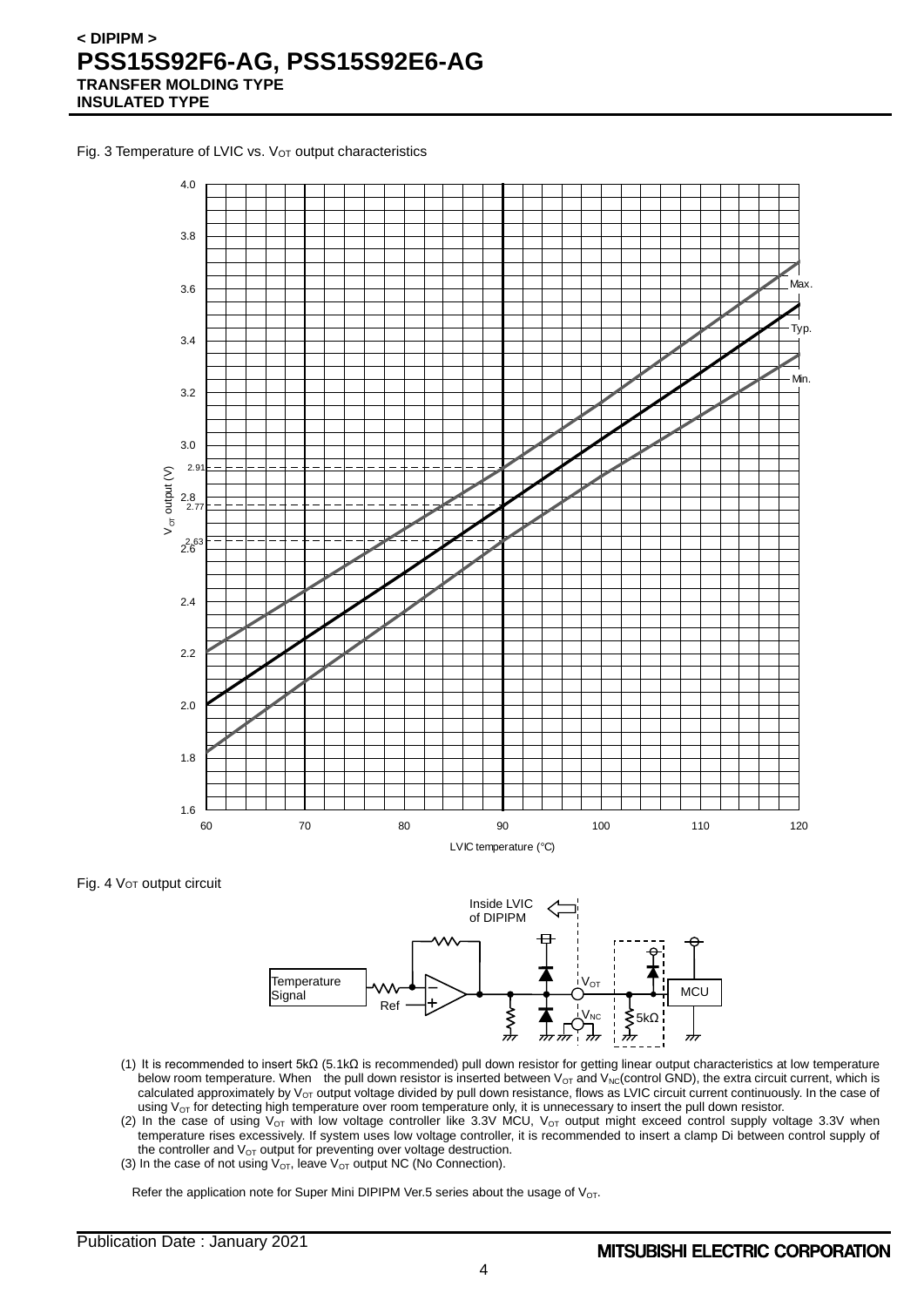Fig. 3 Temperature of LVIC vs. $V_{OT}$ output characteristics

Fig. 4 $V_{OT}$ output circuit

(1) It is recommended to insert 5kΩ (5.1kΩ is recommended) pull down resistor for getting linear output characteristics at low temperature below room temperature. When the pull down resistor is inserted between $V_{OT}$ and $V_{NC}$(control GND), the extra circuit current, which is calculated approximately by $V_{OT}$ output voltage divided by pull down resistance, flows as LVIC circuit current continuously. In the case of using $V_{OT}$ for detecting high temperature over room temperature only, it is unnecessary to insert the pull down resistor.

(2) In the case of using $V_{OT}$ with low voltage controller like 3.3V MCU, $V_{OT}$ output might exceed control supply voltage 3.3V when temperature rises excessively. If system uses low voltage controller, it is recommended to insert a clamp Di between control supply of the controller and $V_{OT}$ output for preventing over voltage destruction.

(3) In the case of not using $V_{OT}$, leave $V_{OT}$ output NC (No Connection).

Refer the application note for Super Mini DIPIPM Ver.5 series about the usage of $V_{OT}$.

Publication Date : January 2021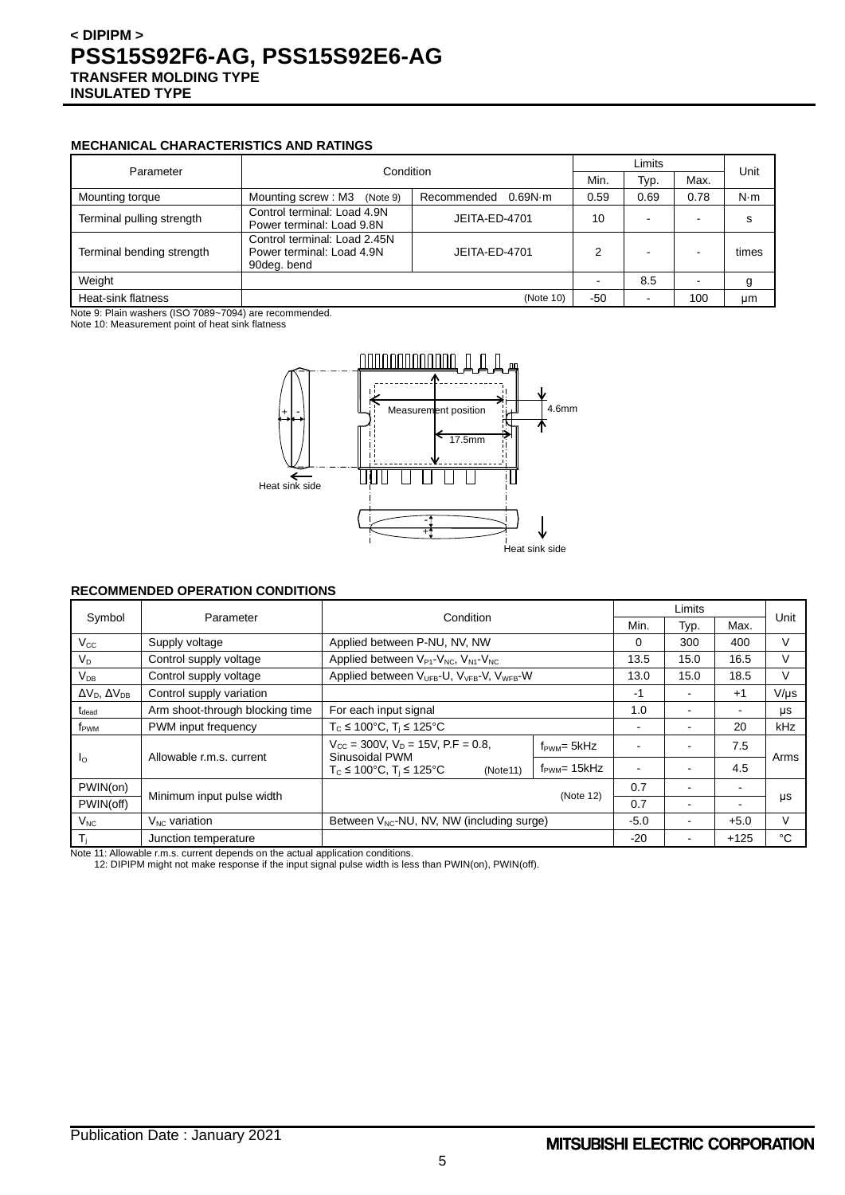## MECHANICAL CHARACTERISTICS AND RATINGS

| Parameter | Condition | | Limits | | | Unit |
|---|---|---|---|---|---|---|
| | | | Min. | Typ. | Max. | |
| Mounting torque | Mounting screw : M3 (Note 9) | Recommended 0.69N·m | 0.59 | 0.69 | 0.78 | N·m |
| Terminal pulling strength | Control terminal: Load 4.9N Power terminal: Load 9.8N | JEITA-ED-4701 | 10 | - | - | s |
| Terminal bending strength | Control terminal: Load 2.45N Power terminal: Load 4.9N 90deg. bend | JEITA-ED-4701 | 2 | - | - | times |
| Weight | | | - | 8.5 | - | g |
| Heat-sink flatness | (Note 10) | | -50 | - | 100 | μm |

Note 9: Plain washers (ISO 7089~7094) are recommended.
Note 10: Measurement point of heat sink flatness

Measurement position
4.6mm
17.5mm
Heat sink side
Heat sink side

## RECOMMENDED OPERATION CONDITIONS

| Symbol | Parameter | Condition | | Limits | | | Unit |
|---|---|---|---|---|---|---|---|
| | | | | Min. | Typ. | Max. | |
| $V_{CC}$ | Supply voltage | Applied between P-NU, NV, NW | | 0 | 300 | 400 | V |
| $V_D$ | Control supply voltage | Applied between $V_{P1}$-$V_{NC}$, $V_{N1}$-$V_{NC}$ | | 13.5 | 15.0 | 16.5 | V |
| $V_{DB}$ | Control supply voltage | Applied between $V_{UFB}$-U, $V_{VFB}$-V, $V_{WFB}$-W | | 13.0 | 15.0 | 18.5 | V |
| $\Delta V_D$, $\Delta V_{DB}$ | Control supply variation | | | -1 | - | +1 | V/μs |
| $t_{dead}$ | Arm shoot-through blocking time | For each input signal | | 1.0 | - | - | μs |
| $f_{PWM}$ | PWM input frequency | $T_C \leq 100°C$, $T_j \leq 125°C$ | | - | - | 20 | kHz |
| $I_O$ | Allowable r.m.s. current | $V_{CC}$ = 300V, $V_D$ = 15V, P.F = 0.8, Sinusoidal PWM $T_C \leq 100°C$, $T_j \leq 125°C$ (Note11) | $f_{PWM}$= 5kHz | - | - | 7.5 | Arms |
| | | | $f_{PWM}$= 15kHz | - | - | 4.5 | |
| PWIN(on) | Minimum input pulse width | (Note 12) | | 0.7 | - | - | μs |
| PWIN(off) | | | | 0.7 | - | - | |
| $V_{NC}$ | $V_{NC}$ variation | Between $V_{NC}$-NU, NV, NW (including surge) | | -5.0 | - | +5.0 | V |
| $T_j$ | Junction temperature | | | -20 | - | +125 | °C |

Note 11: Allowable r.m.s. current depends on the actual application conditions.
12: DIPIPM might not make response if the input signal pulse width is less than PWIN(on), PWIN(off).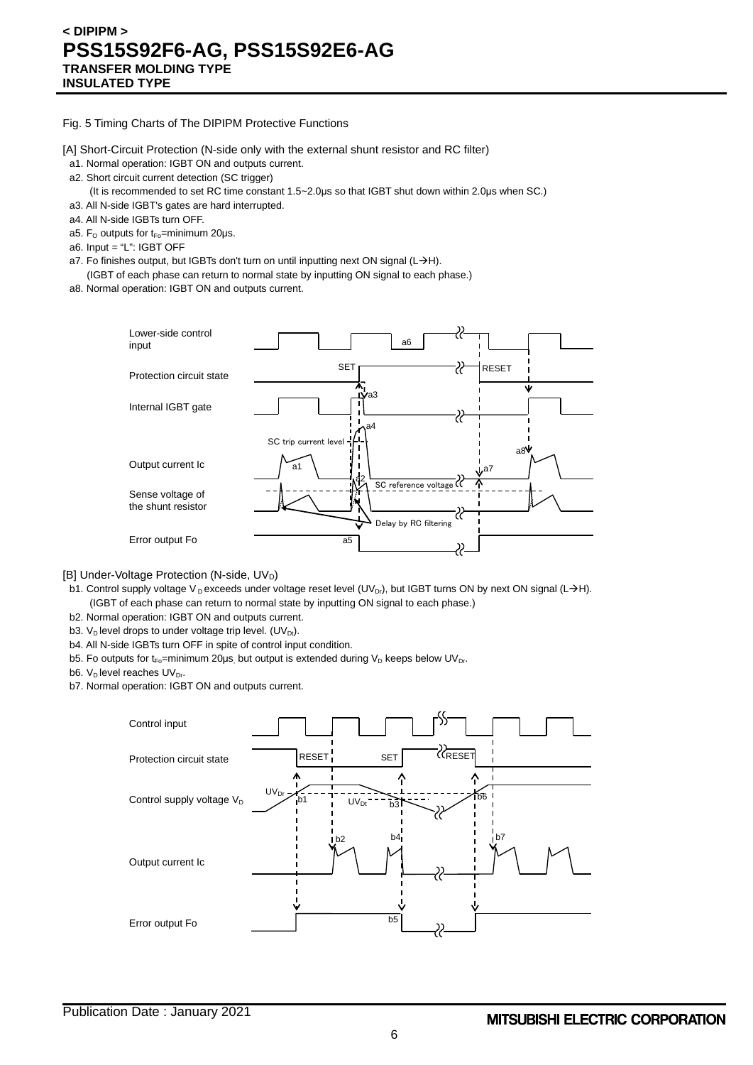Fig. 5 Timing Charts of The DIPIPM Protective Functions

[A] Short-Circuit Protection (N-side only with the external shunt resistor and RC filter)

- a1. Normal operation: IGBT ON and outputs current.
- a2. Short circuit current detection (SC trigger)
  (It is recommended to set RC time constant 1.5~2.0μs so that IGBT shut down within 2.0μs when SC.)
- a3. All N-side IGBT's gates are hard interrupted.
- a4. All N-side IGBTs turn OFF.
- a5. $F_O$ outputs for $t_{Fo}$=minimum 20μs.
- a6. Input = "L": IGBT OFF
- a7. Fo finishes output, but IGBTs don't turn on until inputting next ON signal (L→H).
  (IGBT of each phase can return to normal state by inputting ON signal to each phase.)
- a8. Normal operation: IGBT ON and outputs current.

[B] Under-Voltage Protection (N-side, $UV_D$)

- b1. Control supply voltage $V_D$ exceeds under voltage reset level ($UV_{Dr}$), but IGBT turns ON by next ON signal (L→H).
  (IGBT of each phase can return to normal state by inputting ON signal to each phase.)
- b2. Normal operation: IGBT ON and outputs current.
- b3. $V_D$ level drops to under voltage trip level. ($UV_{Dt}$).
- b4. All N-side IGBTs turn OFF in spite of control input condition.
- b5. Fo outputs for $t_{Fo}$=minimum 20μs, but output is extended during $V_D$ keeps below $UV_{Dr}$.
- b6. $V_D$ level reaches $UV_{Dr}$.
- b7. Normal operation: IGBT ON and outputs current.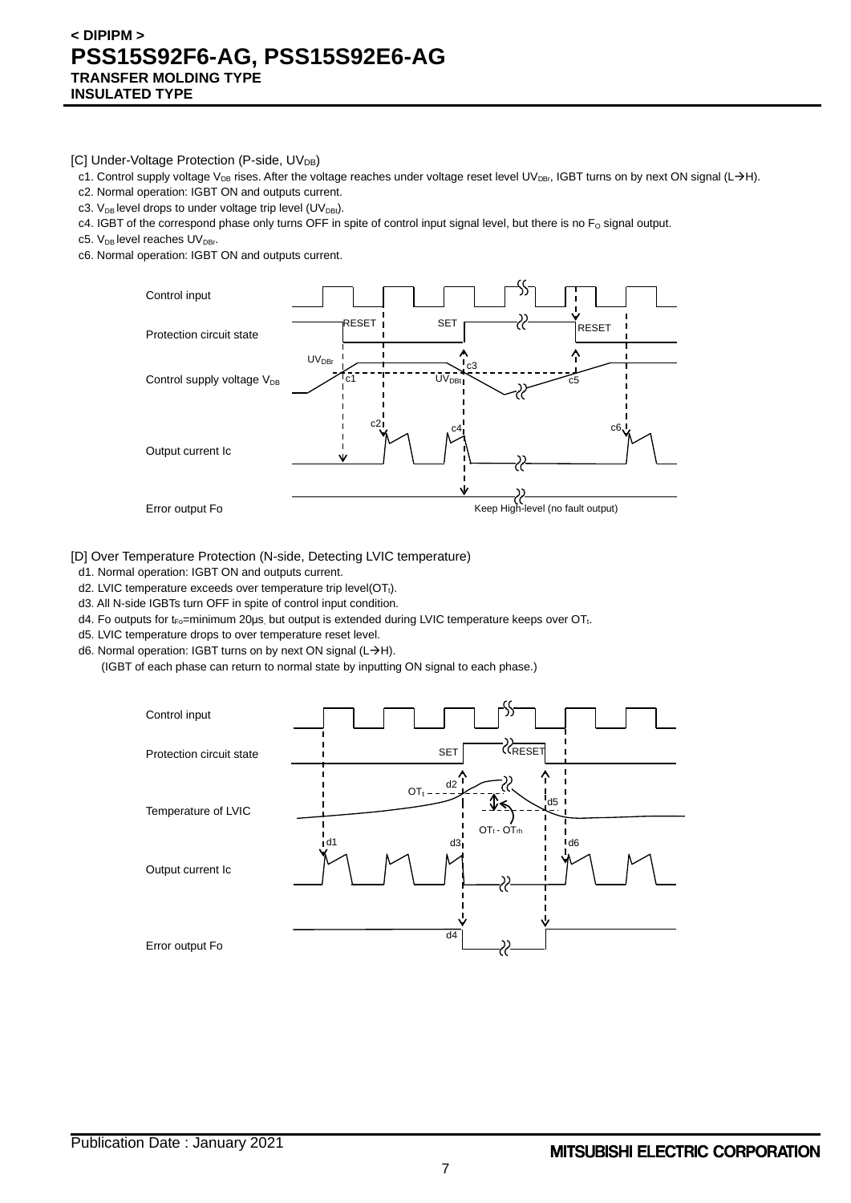[C] Under-Voltage Protection (P-side, $UV_{DB}$)

c1. Control supply voltage $V_{DB}$ rises. After the voltage reaches under voltage reset level $UV_{DBr}$, IGBT turns on by next ON signal (L→H).

c2. Normal operation: IGBT ON and outputs current.

c3. $V_{DB}$ level drops to under voltage trip level ($UV_{DBt}$).

c4. IGBT of the correspond phase only turns OFF in spite of control input signal level, but there is no $F_O$ signal output.

c5. $V_{DB}$ level reaches $UV_{DBr}$.

c6. Normal operation: IGBT ON and outputs current.

Control input

Protection circuit state — RESET, SET, RESET

Control supply voltage $V_{DB}$ — $UV_{DBr}$, $UV_{DBt}$, c1, c3, c5

Output current Ic — c2, c4, c6

Error output Fo — Keep High-level (no fault output)

[D] Over Temperature Protection (N-side, Detecting LVIC temperature)

d1. Normal operation: IGBT ON and outputs current.

d2. LVIC temperature exceeds over temperature trip level($OT_t$).

d3. All N-side IGBTs turn OFF in spite of control input condition.

d4. Fo outputs for $t_{Fo}$=minimum 20μs, but output is extended during LVIC temperature keeps over $OT_t$.

d5. LVIC temperature drops to over temperature reset level.

d6. Normal operation: IGBT turns on by next ON signal (L→H).
(IGBT of each phase can return to normal state by inputting ON signal to each phase.)

Control input

Protection circuit state — SET, RESET

Temperature of LVIC — $OT_t$, d2, d5, $OT_t$ - $OT_{rh}$

Output current Ic — d1, d3, d6

Error output Fo — d4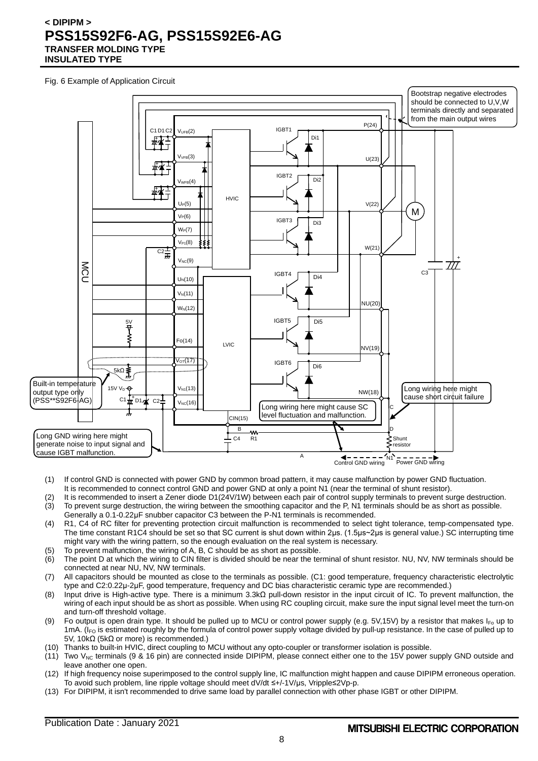## Fig. 6 Example of Application Circuit

Bootstrap negative electrodes should be connected to U,V,W terminals directly and separated from the main output wires

Built-in temperature output type only (PSS**S92F6-AG)

Long wiring here might cause short circuit failure

Long wiring here might cause SC level fluctuation and malfunction.

Long GND wiring here might generate noise to input signal and cause IGBT malfunction.

(1) If control GND is connected with power GND by common broad pattern, it may cause malfunction by power GND fluctuation. It is recommended to connect control GND and power GND at only a point N1 (near the terminal of shunt resistor).

(2) It is recommended to insert a Zener diode D1(24V/1W) between each pair of control supply terminals to prevent surge destruction.

(3) To prevent surge destruction, the wiring between the smoothing capacitor and the P, N1 terminals should be as short as possible. Generally a 0.1-0.22μF snubber capacitor C3 between the P-N1 terminals is recommended.

(4) R1, C4 of RC filter for preventing protection circuit malfunction is recommended to select tight tolerance, temp-compensated type. The time constant R1C4 should be set so that SC current is shut down within 2μs. (1.5μs~2μs is general value.) SC interrupting time might vary with the wiring pattern, so the enough evaluation on the real system is necessary.

(5) To prevent malfunction, the wiring of A, B, C should be as short as possible.

(6) The point D at which the wiring to CIN filter is divided should be near the terminal of shunt resistor. NU, NV, NW terminals should be connected at near NU, NV, NW terminals.

(7) All capacitors should be mounted as close to the terminals as possible. (C1: good temperature, frequency characteristic electrolytic type and C2:0.22μ-2μF, good temperature, frequency and DC bias characteristic ceramic type are recommended.)

(8) Input drive is High-active type. There is a minimum 3.3kΩ pull-down resistor in the input circuit of IC. To prevent malfunction, the wiring of each input should be as short as possible. When using RC coupling circuit, make sure the input signal level meet the turn-on and turn-off threshold voltage.

(9) Fo output is open drain type. It should be pulled up to MCU or control power supply (e.g. 5V,15V) by a resistor that makes $I_{Fo}$ up to 1mA. ($I_{FO}$ is estimated roughly by the formula of control power supply voltage divided by pull-up resistance. In the case of pulled up to 5V, 10kΩ (5kΩ or more) is recommended.)

(10) Thanks to built-in HVIC, direct coupling to MCU without any opto-coupler or transformer isolation is possible.

(11) Two $V_{NC}$ terminals (9 & 16 pin) are connected inside DIPIPM, please connect either one to the 15V power supply GND outside and leave another one open.

(12) If high frequency noise superimposed to the control supply line, IC malfunction might happen and cause DIPIPM erroneous operation. To avoid such problem, line ripple voltage should meet dV/dt ≤+/-1V/μs, Vripple≤2Vp-p.

(13) For DIPIPM, it isn't recommended to drive same load by parallel connection with other phase IGBT or other DIPIPM.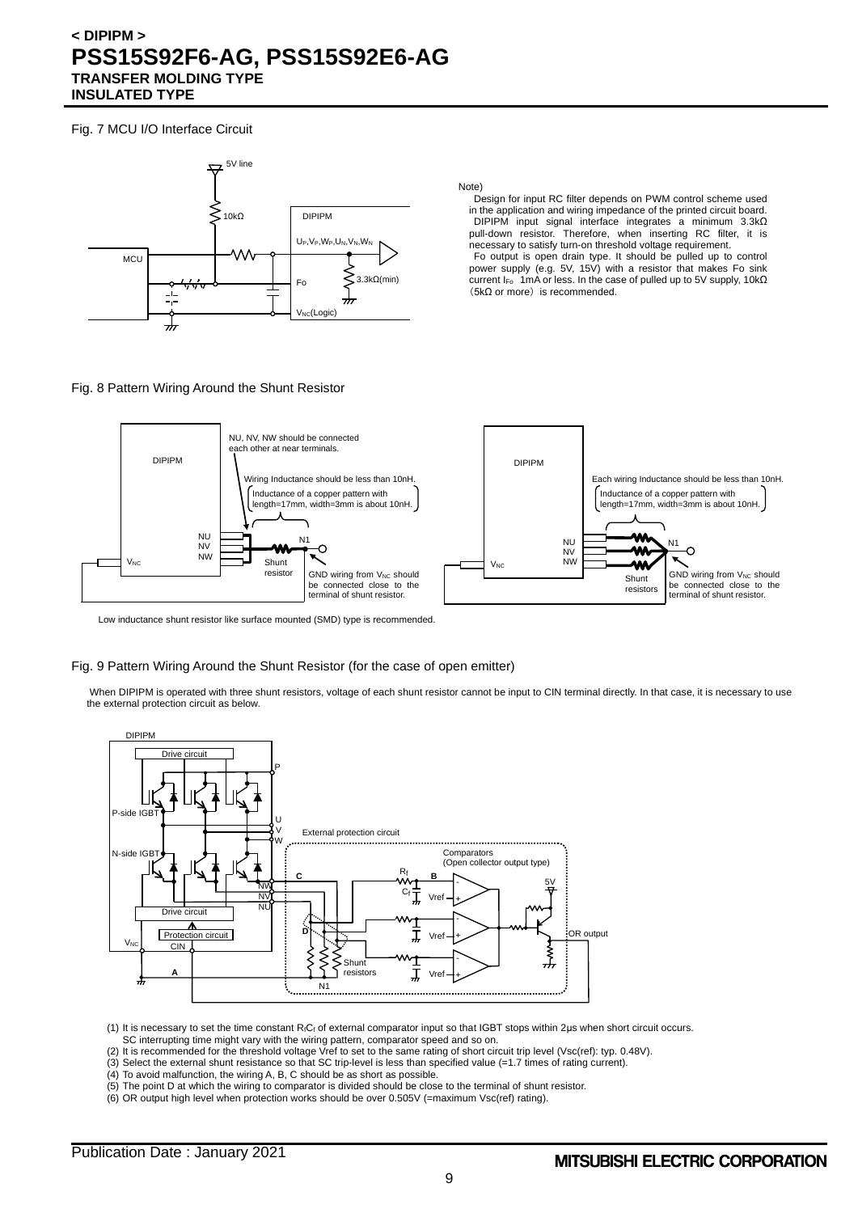Fig. 7 MCU I/O Interface Circuit

Note)

Design for input RC filter depends on PWM control scheme used in the application and wiring impedance of the printed circuit board.

DIPIPM input signal interface integrates a minimum 3.3kΩ pull-down resistor. Therefore, when inserting RC filter, it is necessary to satisfy turn-on threshold voltage requirement.

Fo output is open drain type. It should be pulled up to control power supply (e.g. 5V, 15V) with a resistor that makes Fo sink current $I_{Fo}$ 1mA or less. In the case of pulled up to 5V supply, 10kΩ（5kΩ or more）is recommended.

Fig. 8 Pattern Wiring Around the Shunt Resistor

NU, NV, NW should be connected each other at near terminals.

Wiring Inductance should be less than 10nH. Inductance of a copper pattern with length=17mm, width=3mm is about 10nH.

GND wiring from $V_{NC}$ should be connected close to the terminal of shunt resistor.

Each wiring Inductance should be less than 10nH. Inductance of a copper pattern with length=17mm, width=3mm is about 10nH.

GND wiring from $V_{NC}$ should be connected close to the terminal of shunt resistor.

Low inductance shunt resistor like surface mounted (SMD) type is recommended.

Fig. 9 Pattern Wiring Around the Shunt Resistor (for the case of open emitter)

When DIPIPM is operated with three shunt resistors, voltage of each shunt resistor cannot be input to CIN terminal directly. In that case, it is necessary to use the external protection circuit as below.

(1) It is necessary to set the time constant $R_fC_f$ of external comparator input so that IGBT stops within 2μs when short circuit occurs. SC interrupting time might vary with the wiring pattern, comparator speed and so on.
(2) It is recommended for the threshold voltage Vref to set to the same rating of short circuit trip level (Vsc(ref): typ. 0.48V).
(3) Select the external shunt resistance so that SC trip-level is less than specified value (=1.7 times of rating current).
(4) To avoid malfunction, the wiring A, B, C should be as short as possible.
(5) The point D at which the wiring to comparator is divided should be close to the terminal of shunt resistor.
(6) OR output high level when protection works should be over 0.505V (=maximum Vsc(ref) rating).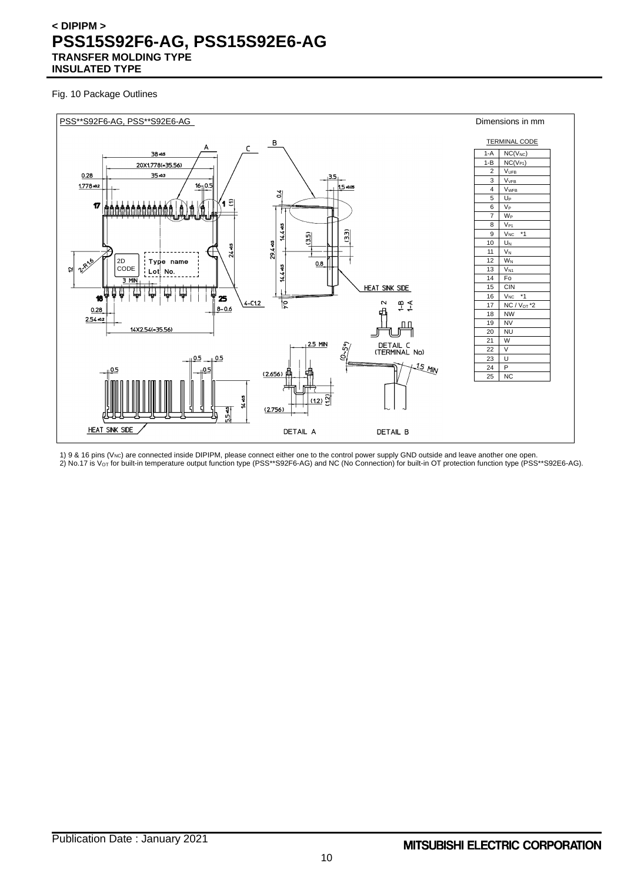# < DIPIPM >
# PSS15S92F6-AG, PSS15S92E6-AG
**TRANSFER MOLDING TYPE**
**INSULATED TYPE**

Fig. 10 Package Outlines

PSS**S92F6-AG, PSS**S92E6-AG

Dimensions in mm

TERMINAL CODE

| No. | Terminal |
|---|---|
| 1-A | NC($V_{NC}$) |
| 1-B | NC($V_{P1}$) |
| 2 | $V_{UFB}$ |
| 3 | $V_{VFB}$ |
| 4 | $V_{WFB}$ |
| 5 | $U_P$ |
| 6 | $V_P$ |
| 7 | $W_P$ |
| 8 | $V_{P1}$ |
| 9 | $V_{NC}$ *1 |
| 10 | $U_N$ |
| 11 | $V_N$ |
| 12 | $W_N$ |
| 13 | $V_{N1}$ |
| 14 | Fo |
| 15 | CIN |
| 16 | $V_{NC}$ *1 |
| 17 | NC / $V_{OT}$ *2 |
| 18 | NW |
| 19 | NV |
| 20 | NU |
| 21 | W |
| 22 | V |
| 23 | U |
| 24 | P |
| 25 | NC |

1) 9 & 16 pins ($V_{NC}$) are connected inside DIPIPM, please connect either one to the control power supply GND outside and leave another one open.
2) No.17 is $V_{OT}$ for built-in temperature output function type (PSS**S92F6-AG) and NC (No Connection) for built-in OT protection function type (PSS**S92E6-AG).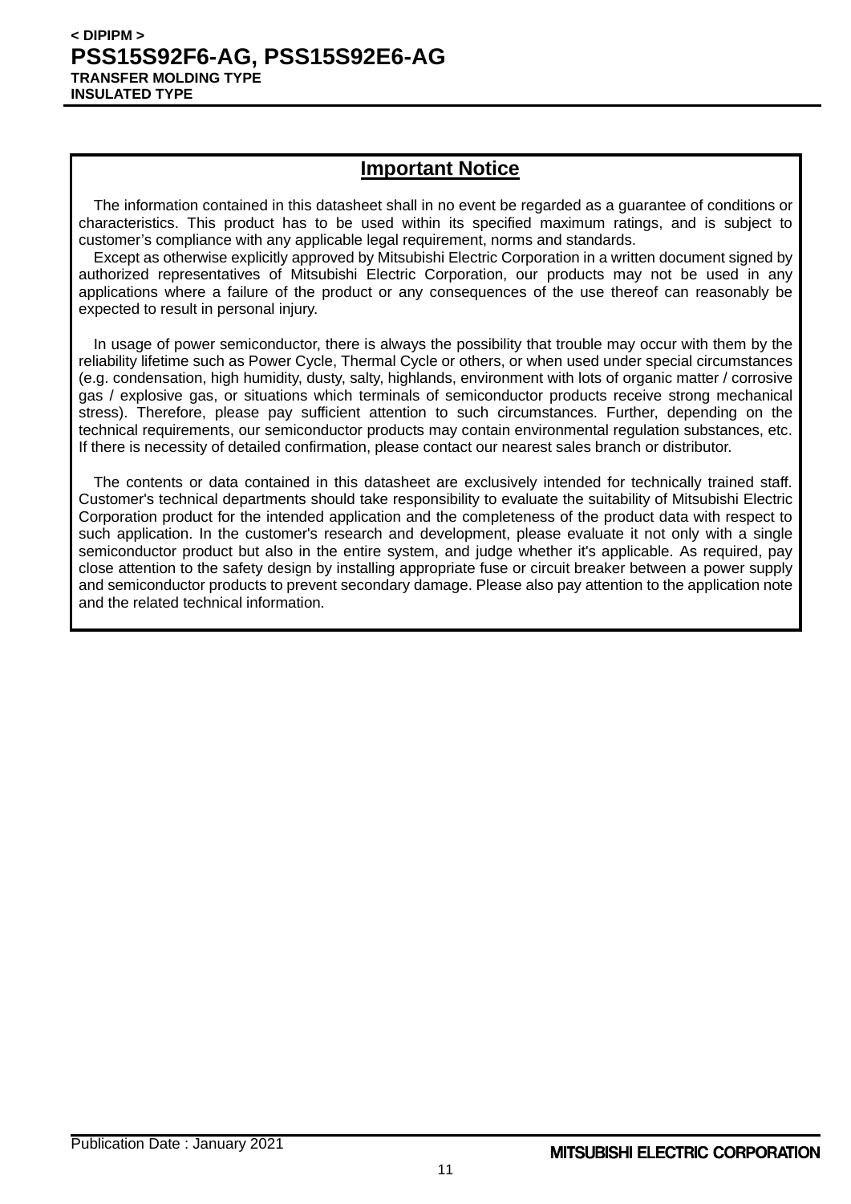## Important Notice

The information contained in this datasheet shall in no event be regarded as a guarantee of conditions or characteristics. This product has to be used within its specified maximum ratings, and is subject to customer's compliance with any applicable legal requirement, norms and standards.

Except as otherwise explicitly approved by Mitsubishi Electric Corporation in a written document signed by authorized representatives of Mitsubishi Electric Corporation, our products may not be used in any applications where a failure of the product or any consequences of the use thereof can reasonably be expected to result in personal injury.

In usage of power semiconductor, there is always the possibility that trouble may occur with them by the reliability lifetime such as Power Cycle, Thermal Cycle or others, or when used under special circumstances (e.g. condensation, high humidity, dusty, salty, highlands, environment with lots of organic matter / corrosive gas / explosive gas, or situations which terminals of semiconductor products receive strong mechanical stress). Therefore, please pay sufficient attention to such circumstances. Further, depending on the technical requirements, our semiconductor products may contain environmental regulation substances, etc. If there is necessity of detailed confirmation, please contact our nearest sales branch or distributor.

The contents or data contained in this datasheet are exclusively intended for technically trained staff. Customer's technical departments should take responsibility to evaluate the suitability of Mitsubishi Electric Corporation product for the intended application and the completeness of the product data with respect to such application. In the customer's research and development, please evaluate it not only with a single semiconductor product but also in the entire system, and judge whether it's applicable. As required, pay close attention to the safety design by installing appropriate fuse or circuit breaker between a power supply and semiconductor products to prevent secondary damage. Please also pay attention to the application note and the related technical information.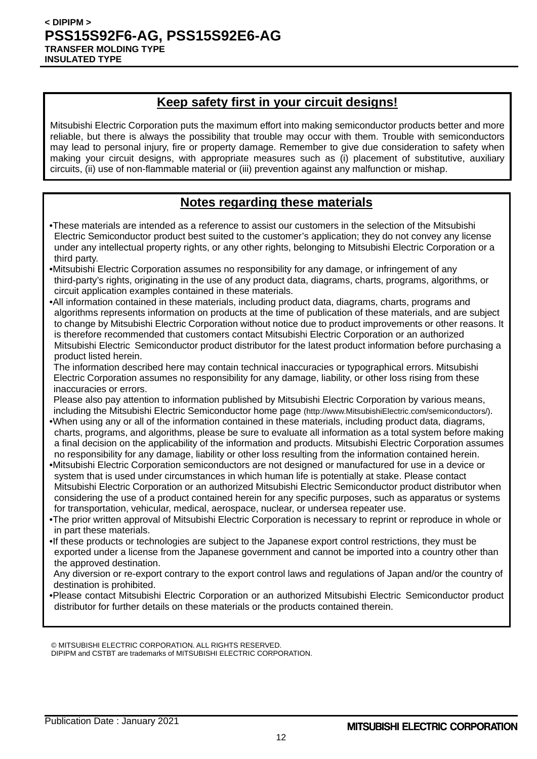## Keep safety first in your circuit designs!

Mitsubishi Electric Corporation puts the maximum effort into making semiconductor products better and more reliable, but there is always the possibility that trouble may occur with them. Trouble with semiconductors may lead to personal injury, fire or property damage. Remember to give due consideration to safety when making your circuit designs, with appropriate measures such as (i) placement of substitutive, auxiliary circuits, (ii) use of non-flammable material or (iii) prevention against any malfunction or mishap.

## Notes regarding these materials

- These materials are intended as a reference to assist our customers in the selection of the Mitsubishi Electric Semiconductor product best suited to the customer's application; they do not convey any license under any intellectual property rights, or any other rights, belonging to Mitsubishi Electric Corporation or a third party.
- Mitsubishi Electric Corporation assumes no responsibility for any damage, or infringement of any third-party's rights, originating in the use of any product data, diagrams, charts, programs, algorithms, or circuit application examples contained in these materials.
- All information contained in these materials, including product data, diagrams, charts, programs and algorithms represents information on products at the time of publication of these materials, and are subject to change by Mitsubishi Electric Corporation without notice due to product improvements or other reasons. It is therefore recommended that customers contact Mitsubishi Electric Corporation or an authorized Mitsubishi Electric Semiconductor product distributor for the latest product information before purchasing a product listed herein.
  The information described here may contain technical inaccuracies or typographical errors. Mitsubishi Electric Corporation assumes no responsibility for any damage, liability, or other loss rising from these inaccuracies or errors.
  Please also pay attention to information published by Mitsubishi Electric Corporation by various means, including the Mitsubishi Electric Semiconductor home page (http://www.MitsubishiElectric.com/semiconductors/).
- When using any or all of the information contained in these materials, including product data, diagrams, charts, programs, and algorithms, please be sure to evaluate all information as a total system before making a final decision on the applicability of the information and products. Mitsubishi Electric Corporation assumes no responsibility for any damage, liability or other loss resulting from the information contained herein.
- Mitsubishi Electric Corporation semiconductors are not designed or manufactured for use in a device or system that is used under circumstances in which human life is potentially at stake. Please contact Mitsubishi Electric Corporation or an authorized Mitsubishi Electric Semiconductor product distributor when considering the use of a product contained herein for any specific purposes, such as apparatus or systems for transportation, vehicular, medical, aerospace, nuclear, or undersea repeater use.
- The prior written approval of Mitsubishi Electric Corporation is necessary to reprint or reproduce in whole or in part these materials.
- If these products or technologies are subject to the Japanese export control restrictions, they must be exported under a license from the Japanese government and cannot be imported into a country other than the approved destination.
  Any diversion or re-export contrary to the export control laws and regulations of Japan and/or the country of destination is prohibited.
- Please contact Mitsubishi Electric Corporation or an authorized Mitsubishi Electric Semiconductor product distributor for further details on these materials or the products contained therein.

© MITSUBISHI ELECTRIC CORPORATION. ALL RIGHTS RESERVED.
DIPIPM and CSTBT are trademarks of MITSUBISHI ELECTRIC CORPORATION.